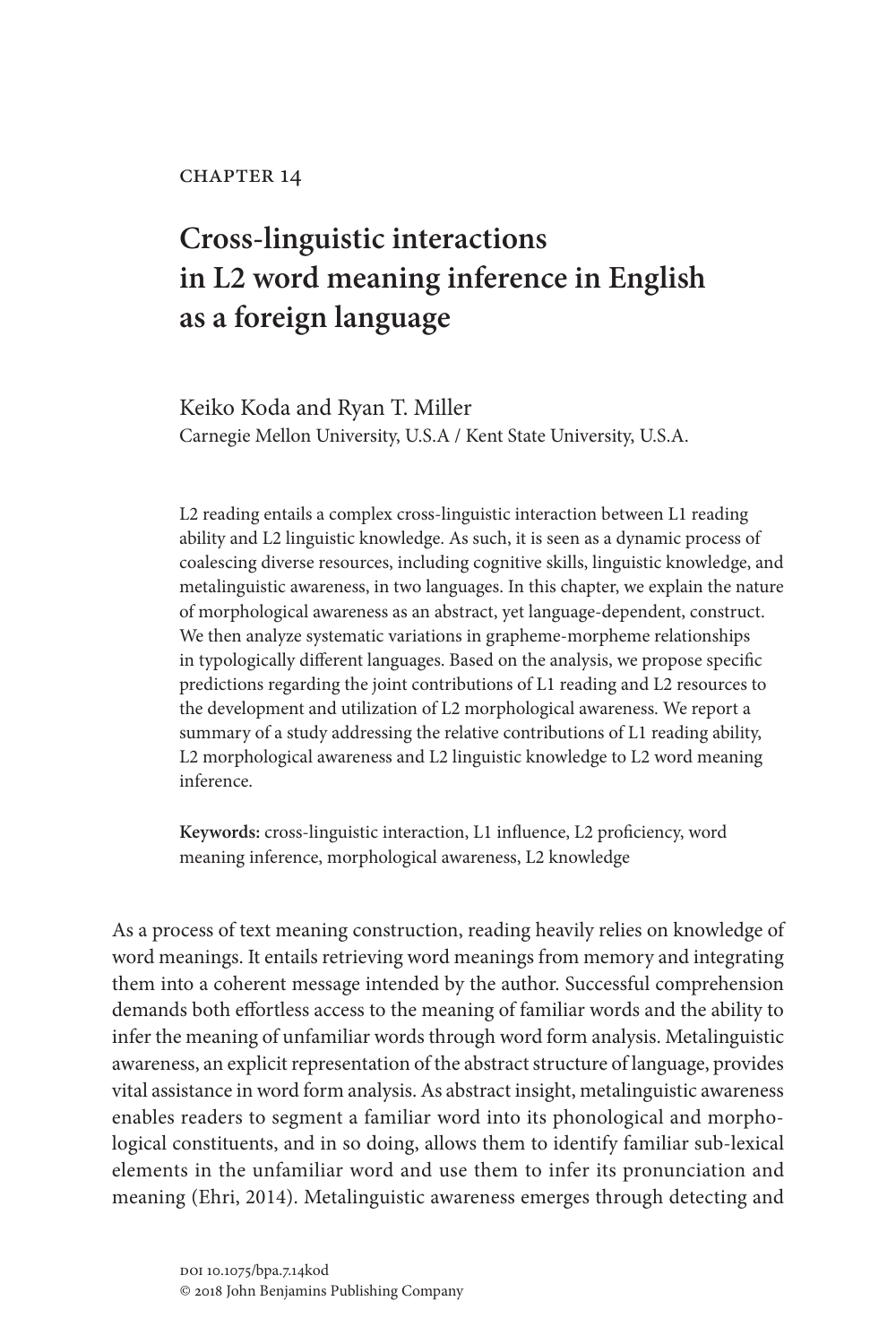CHAPTER 14

# Cross-linguistic interactions in L2 word meaning inference in English as a foreign language

Keiko Koda and Ryan T. Miller
Carnegie Mellon University, U.S.A / Kent State University, U.S.A.

L2 reading entails a complex cross-linguistic interaction between L1 reading ability and L2 linguistic knowledge. As such, it is seen as a dynamic process of coalescing diverse resources, including cognitive skills, linguistic knowledge, and metalinguistic awareness, in two languages. In this chapter, we explain the nature of morphological awareness as an abstract, yet language-dependent, construct. We then analyze systematic variations in grapheme-morpheme relationships in typologically different languages. Based on the analysis, we propose specific predictions regarding the joint contributions of L1 reading and L2 resources to the development and utilization of L2 morphological awareness. We report a summary of a study addressing the relative contributions of L1 reading ability, L2 morphological awareness and L2 linguistic knowledge to L2 word meaning inference.

**Keywords:** cross-linguistic interaction, L1 influence, L2 proficiency, word meaning inference, morphological awareness, L2 knowledge

As a process of text meaning construction, reading heavily relies on knowledge of word meanings. It entails retrieving word meanings from memory and integrating them into a coherent message intended by the author. Successful comprehension demands both effortless access to the meaning of familiar words and the ability to infer the meaning of unfamiliar words through word form analysis. Metalinguistic awareness, an explicit representation of the abstract structure of language, provides vital assistance in word form analysis. As abstract insight, metalinguistic awareness enables readers to segment a familiar word into its phonological and morphological constituents, and in so doing, allows them to identify familiar sub-lexical elements in the unfamiliar word and use them to infer its pronunciation and meaning (Ehri, 2014). Metalinguistic awareness emerges through detecting and

DOI 10.1075/bpa.7.14kod
© 2018 John Benjamins Publishing Company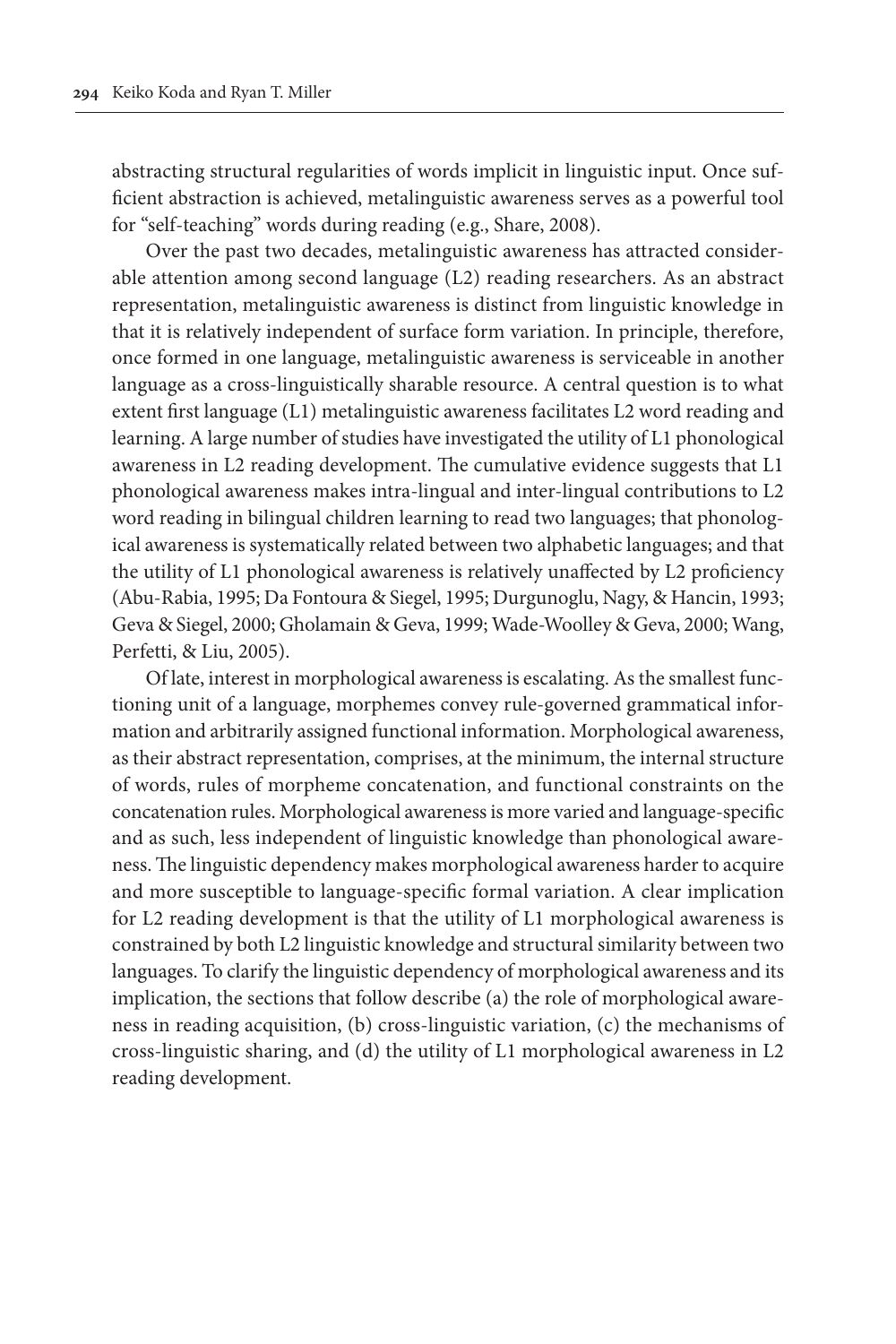abstracting structural regularities of words implicit in linguistic input. Once sufficient abstraction is achieved, metalinguistic awareness serves as a powerful tool for "self-teaching" words during reading (e.g., Share, 2008).

Over the past two decades, metalinguistic awareness has attracted considerable attention among second language (L2) reading researchers. As an abstract representation, metalinguistic awareness is distinct from linguistic knowledge in that it is relatively independent of surface form variation. In principle, therefore, once formed in one language, metalinguistic awareness is serviceable in another language as a cross-linguistically sharable resource. A central question is to what extent first language (L1) metalinguistic awareness facilitates L2 word reading and learning. A large number of studies have investigated the utility of L1 phonological awareness in L2 reading development. The cumulative evidence suggests that L1 phonological awareness makes intra-lingual and inter-lingual contributions to L2 word reading in bilingual children learning to read two languages; that phonological awareness is systematically related between two alphabetic languages; and that the utility of L1 phonological awareness is relatively unaffected by L2 proficiency (Abu-Rabia, 1995; Da Fontoura & Siegel, 1995; Durgunoglu, Nagy, & Hancin, 1993; Geva & Siegel, 2000; Gholamain & Geva, 1999; Wade-Woolley & Geva, 2000; Wang, Perfetti, & Liu, 2005).

Of late, interest in morphological awareness is escalating. As the smallest functioning unit of a language, morphemes convey rule-governed grammatical information and arbitrarily assigned functional information. Morphological awareness, as their abstract representation, comprises, at the minimum, the internal structure of words, rules of morpheme concatenation, and functional constraints on the concatenation rules. Morphological awareness is more varied and language-specific and as such, less independent of linguistic knowledge than phonological awareness. The linguistic dependency makes morphological awareness harder to acquire and more susceptible to language-specific formal variation. A clear implication for L2 reading development is that the utility of L1 morphological awareness is constrained by both L2 linguistic knowledge and structural similarity between two languages. To clarify the linguistic dependency of morphological awareness and its implication, the sections that follow describe (a) the role of morphological awareness in reading acquisition, (b) cross-linguistic variation, (c) the mechanisms of cross-linguistic sharing, and (d) the utility of L1 morphological awareness in L2 reading development.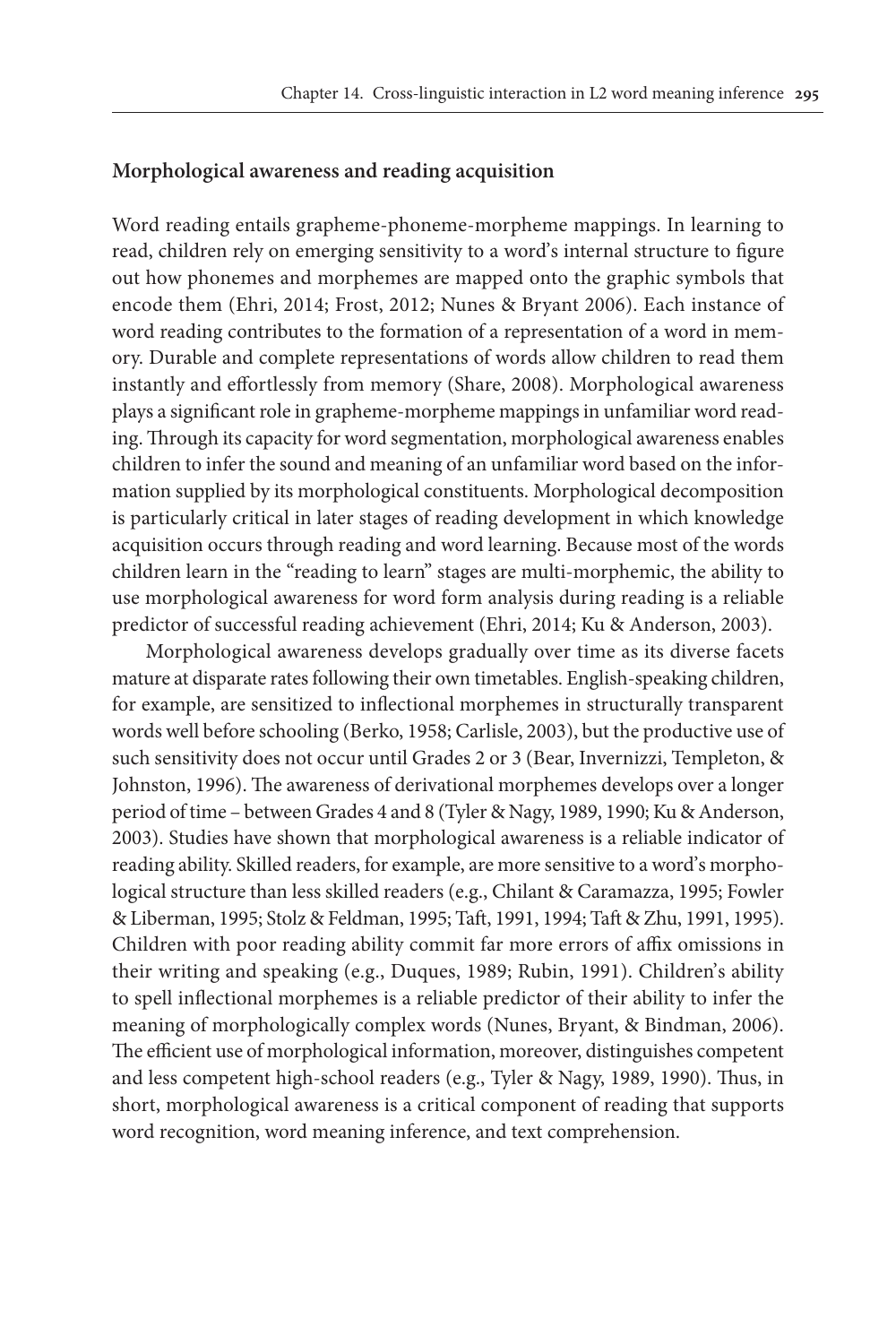## Morphological awareness and reading acquisition

Word reading entails grapheme-phoneme-morpheme mappings. In learning to read, children rely on emerging sensitivity to a word's internal structure to figure out how phonemes and morphemes are mapped onto the graphic symbols that encode them (Ehri, 2014; Frost, 2012; Nunes & Bryant 2006). Each instance of word reading contributes to the formation of a representation of a word in memory. Durable and complete representations of words allow children to read them instantly and effortlessly from memory (Share, 2008). Morphological awareness plays a significant role in grapheme-morpheme mappings in unfamiliar word reading. Through its capacity for word segmentation, morphological awareness enables children to infer the sound and meaning of an unfamiliar word based on the information supplied by its morphological constituents. Morphological decomposition is particularly critical in later stages of reading development in which knowledge acquisition occurs through reading and word learning. Because most of the words children learn in the "reading to learn" stages are multi-morphemic, the ability to use morphological awareness for word form analysis during reading is a reliable predictor of successful reading achievement (Ehri, 2014; Ku & Anderson, 2003).

Morphological awareness develops gradually over time as its diverse facets mature at disparate rates following their own timetables. English-speaking children, for example, are sensitized to inflectional morphemes in structurally transparent words well before schooling (Berko, 1958; Carlisle, 2003), but the productive use of such sensitivity does not occur until Grades 2 or 3 (Bear, Invernizzi, Templeton, & Johnston, 1996). The awareness of derivational morphemes develops over a longer period of time – between Grades 4 and 8 (Tyler & Nagy, 1989, 1990; Ku & Anderson, 2003). Studies have shown that morphological awareness is a reliable indicator of reading ability. Skilled readers, for example, are more sensitive to a word's morphological structure than less skilled readers (e.g., Chilant & Caramazza, 1995; Fowler & Liberman, 1995; Stolz & Feldman, 1995; Taft, 1991, 1994; Taft & Zhu, 1991, 1995). Children with poor reading ability commit far more errors of affix omissions in their writing and speaking (e.g., Duques, 1989; Rubin, 1991). Children's ability to spell inflectional morphemes is a reliable predictor of their ability to infer the meaning of morphologically complex words (Nunes, Bryant, & Bindman, 2006). The efficient use of morphological information, moreover, distinguishes competent and less competent high-school readers (e.g., Tyler & Nagy, 1989, 1990). Thus, in short, morphological awareness is a critical component of reading that supports word recognition, word meaning inference, and text comprehension.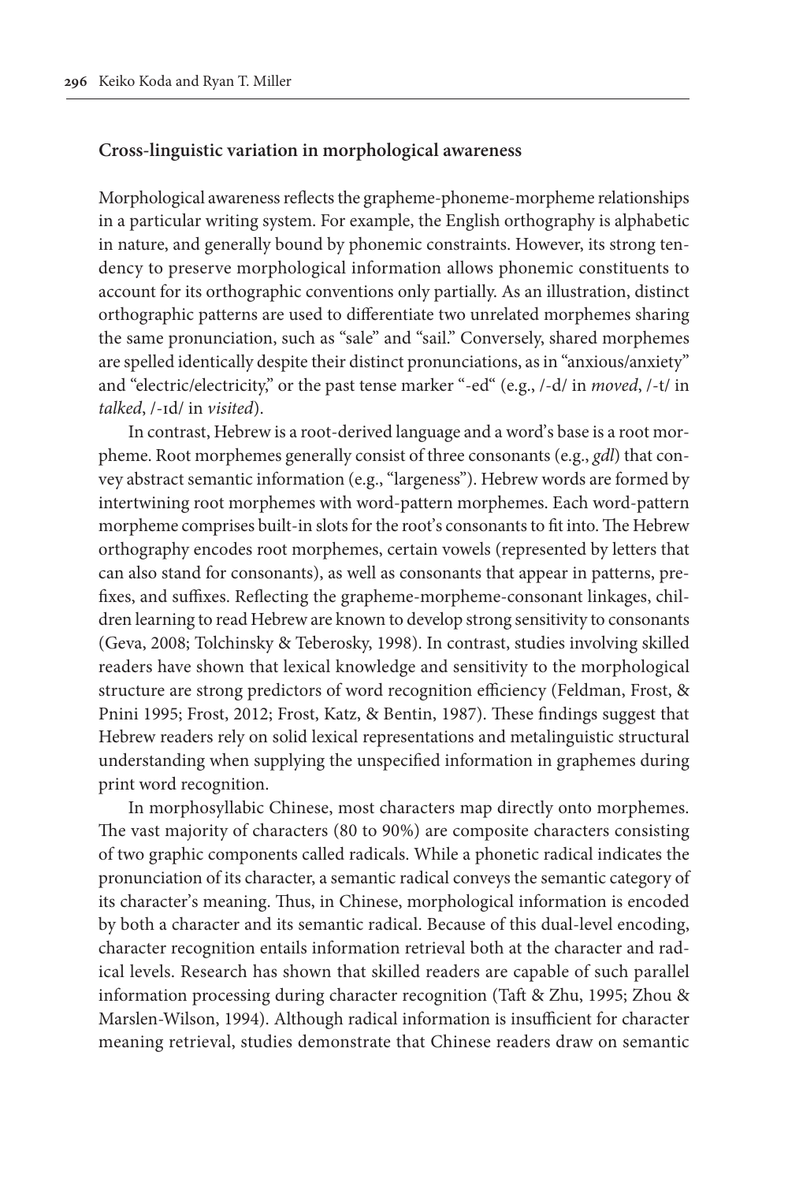### Cross-linguistic variation in morphological awareness

Morphological awareness reflects the grapheme-phoneme-morpheme relationships in a particular writing system. For example, the English orthography is alphabetic in nature, and generally bound by phonemic constraints. However, its strong tendency to preserve morphological information allows phonemic constituents to account for its orthographic conventions only partially. As an illustration, distinct orthographic patterns are used to differentiate two unrelated morphemes sharing the same pronunciation, such as "sale" and "sail." Conversely, shared morphemes are spelled identically despite their distinct pronunciations, as in "anxious/anxiety" and "electric/electricity," or the past tense marker "-ed" (e.g., /-d/ in *moved*, /-t/ in *talked*, /-ɪd/ in *visited*).

In contrast, Hebrew is a root-derived language and a word's base is a root morpheme. Root morphemes generally consist of three consonants (e.g., *gdl*) that convey abstract semantic information (e.g., "largeness"). Hebrew words are formed by intertwining root morphemes with word-pattern morphemes. Each word-pattern morpheme comprises built-in slots for the root's consonants to fit into. The Hebrew orthography encodes root morphemes, certain vowels (represented by letters that can also stand for consonants), as well as consonants that appear in patterns, prefixes, and suffixes. Reflecting the grapheme-morpheme-consonant linkages, children learning to read Hebrew are known to develop strong sensitivity to consonants (Geva, 2008; Tolchinsky & Teberosky, 1998). In contrast, studies involving skilled readers have shown that lexical knowledge and sensitivity to the morphological structure are strong predictors of word recognition efficiency (Feldman, Frost, & Pnini 1995; Frost, 2012; Frost, Katz, & Bentin, 1987). These findings suggest that Hebrew readers rely on solid lexical representations and metalinguistic structural understanding when supplying the unspecified information in graphemes during print word recognition.

In morphosyllabic Chinese, most characters map directly onto morphemes. The vast majority of characters (80 to 90%) are composite characters consisting of two graphic components called radicals. While a phonetic radical indicates the pronunciation of its character, a semantic radical conveys the semantic category of its character's meaning. Thus, in Chinese, morphological information is encoded by both a character and its semantic radical. Because of this dual-level encoding, character recognition entails information retrieval both at the character and radical levels. Research has shown that skilled readers are capable of such parallel information processing during character recognition (Taft & Zhu, 1995; Zhou & Marslen-Wilson, 1994). Although radical information is insufficient for character meaning retrieval, studies demonstrate that Chinese readers draw on semantic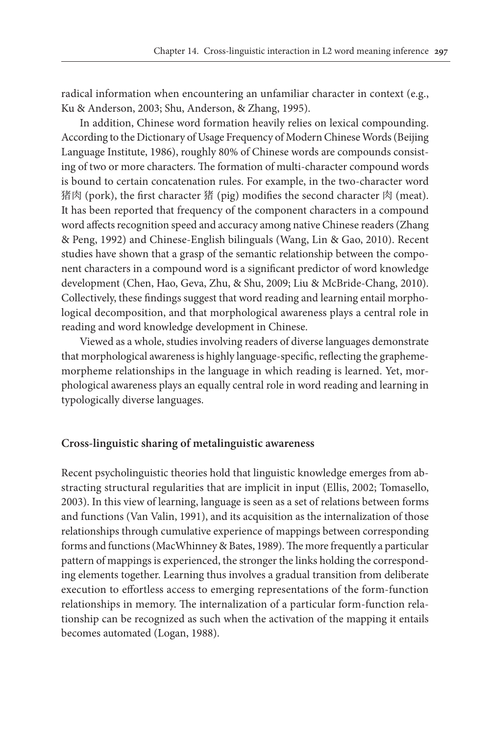radical information when encountering an unfamiliar character in context (e.g., Ku & Anderson, 2003; Shu, Anderson, & Zhang, 1995).

In addition, Chinese word formation heavily relies on lexical compounding. According to the Dictionary of Usage Frequency of Modern Chinese Words (Beijing Language Institute, 1986), roughly 80% of Chinese words are compounds consisting of two or more characters. The formation of multi-character compound words is bound to certain concatenation rules. For example, in the two-character word 猪肉 (pork), the first character 猪 (pig) modifies the second character 肉 (meat). It has been reported that frequency of the component characters in a compound word affects recognition speed and accuracy among native Chinese readers (Zhang & Peng, 1992) and Chinese-English bilinguals (Wang, Lin & Gao, 2010). Recent studies have shown that a grasp of the semantic relationship between the component characters in a compound word is a significant predictor of word knowledge development (Chen, Hao, Geva, Zhu, & Shu, 2009; Liu & McBride-Chang, 2010). Collectively, these findings suggest that word reading and learning entail morphological decomposition, and that morphological awareness plays a central role in reading and word knowledge development in Chinese.

Viewed as a whole, studies involving readers of diverse languages demonstrate that morphological awareness is highly language-specific, reflecting the grapheme-morpheme relationships in the language in which reading is learned. Yet, morphological awareness plays an equally central role in word reading and learning in typologically diverse languages.

## Cross-linguistic sharing of metalinguistic awareness

Recent psycholinguistic theories hold that linguistic knowledge emerges from abstracting structural regularities that are implicit in input (Ellis, 2002; Tomasello, 2003). In this view of learning, language is seen as a set of relations between forms and functions (Van Valin, 1991), and its acquisition as the internalization of those relationships through cumulative experience of mappings between corresponding forms and functions (MacWhinney & Bates, 1989). The more frequently a particular pattern of mappings is experienced, the stronger the links holding the corresponding elements together. Learning thus involves a gradual transition from deliberate execution to effortless access to emerging representations of the form-function relationships in memory. The internalization of a particular form-function relationship can be recognized as such when the activation of the mapping it entails becomes automated (Logan, 1988).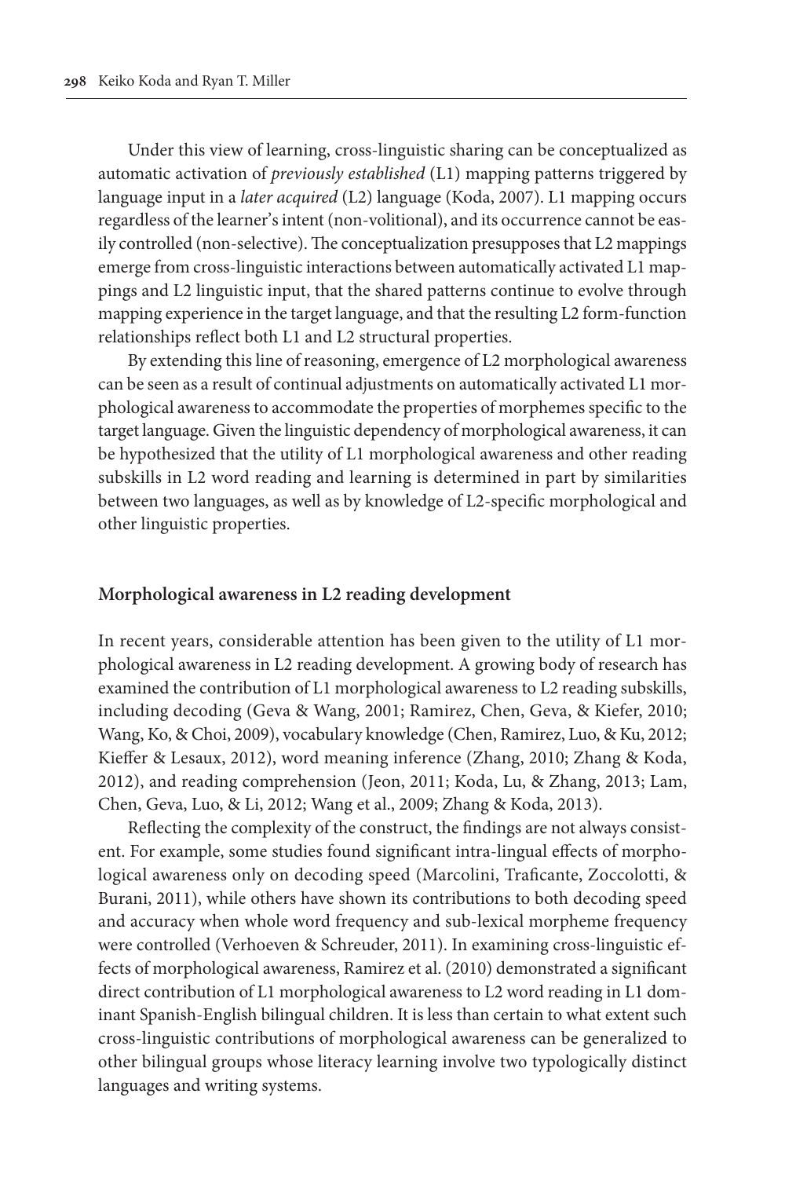Under this view of learning, cross-linguistic sharing can be conceptualized as automatic activation of *previously established* (L1) mapping patterns triggered by language input in a *later acquired* (L2) language (Koda, 2007). L1 mapping occurs regardless of the learner's intent (non-volitional), and its occurrence cannot be easily controlled (non-selective). The conceptualization presupposes that L2 mappings emerge from cross-linguistic interactions between automatically activated L1 mappings and L2 linguistic input, that the shared patterns continue to evolve through mapping experience in the target language, and that the resulting L2 form-function relationships reflect both L1 and L2 structural properties.

By extending this line of reasoning, emergence of L2 morphological awareness can be seen as a result of continual adjustments on automatically activated L1 morphological awareness to accommodate the properties of morphemes specific to the target language. Given the linguistic dependency of morphological awareness, it can be hypothesized that the utility of L1 morphological awareness and other reading subskills in L2 word reading and learning is determined in part by similarities between two languages, as well as by knowledge of L2-specific morphological and other linguistic properties.

## Morphological awareness in L2 reading development

In recent years, considerable attention has been given to the utility of L1 morphological awareness in L2 reading development. A growing body of research has examined the contribution of L1 morphological awareness to L2 reading subskills, including decoding (Geva & Wang, 2001; Ramirez, Chen, Geva, & Kiefer, 2010; Wang, Ko, & Choi, 2009), vocabulary knowledge (Chen, Ramirez, Luo, & Ku, 2012; Kieffer & Lesaux, 2012), word meaning inference (Zhang, 2010; Zhang & Koda, 2012), and reading comprehension (Jeon, 2011; Koda, Lu, & Zhang, 2013; Lam, Chen, Geva, Luo, & Li, 2012; Wang et al., 2009; Zhang & Koda, 2013).

Reflecting the complexity of the construct, the findings are not always consistent. For example, some studies found significant intra-lingual effects of morphological awareness only on decoding speed (Marcolini, Traficante, Zoccolotti, & Burani, 2011), while others have shown its contributions to both decoding speed and accuracy when whole word frequency and sub-lexical morpheme frequency were controlled (Verhoeven & Schreuder, 2011). In examining cross-linguistic effects of morphological awareness, Ramirez et al. (2010) demonstrated a significant direct contribution of L1 morphological awareness to L2 word reading in L1 dominant Spanish-English bilingual children. It is less than certain to what extent such cross-linguistic contributions of morphological awareness can be generalized to other bilingual groups whose literacy learning involve two typologically distinct languages and writing systems.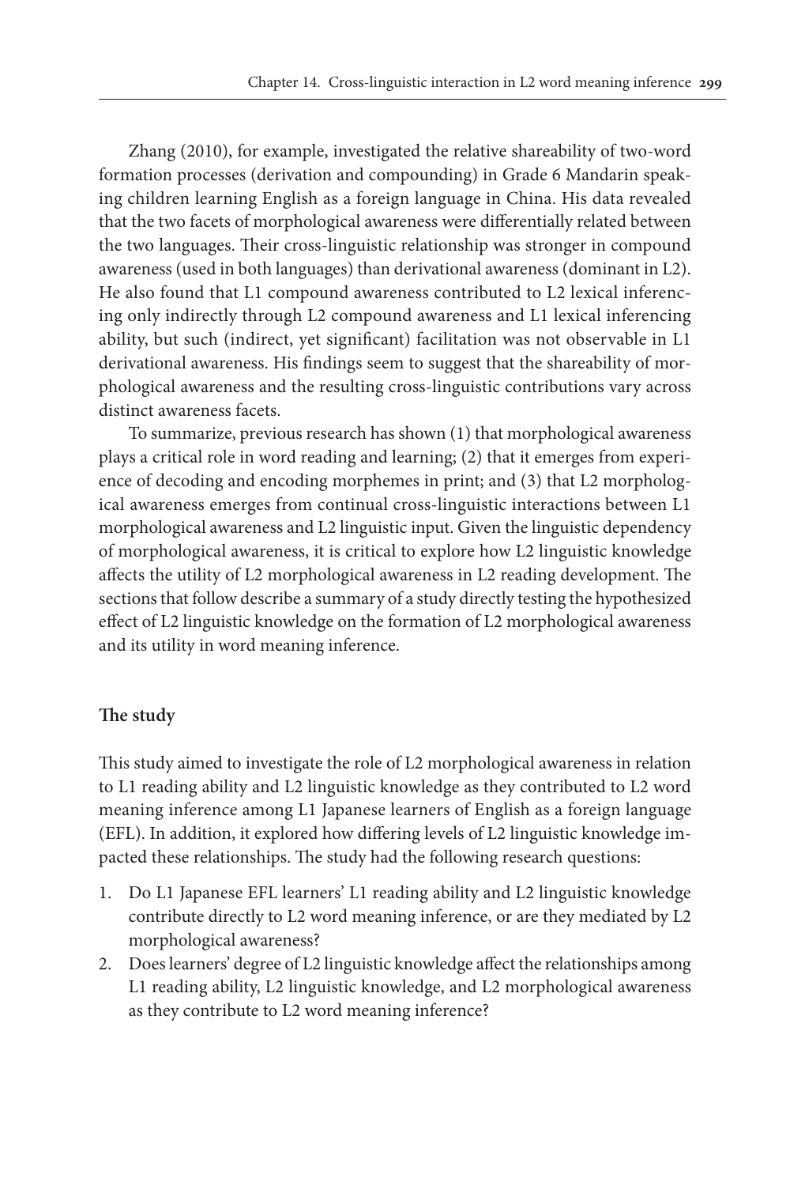Zhang (2010), for example, investigated the relative shareability of two-word formation processes (derivation and compounding) in Grade 6 Mandarin speaking children learning English as a foreign language in China. His data revealed that the two facets of morphological awareness were differentially related between the two languages. Their cross-linguistic relationship was stronger in compound awareness (used in both languages) than derivational awareness (dominant in L2). He also found that L1 compound awareness contributed to L2 lexical inferencing only indirectly through L2 compound awareness and L1 lexical inferencing ability, but such (indirect, yet significant) facilitation was not observable in L1 derivational awareness. His findings seem to suggest that the shareability of morphological awareness and the resulting cross-linguistic contributions vary across distinct awareness facets.

To summarize, previous research has shown (1) that morphological awareness plays a critical role in word reading and learning; (2) that it emerges from experience of decoding and encoding morphemes in print; and (3) that L2 morphological awareness emerges from continual cross-linguistic interactions between L1 morphological awareness and L2 linguistic input. Given the linguistic dependency of morphological awareness, it is critical to explore how L2 linguistic knowledge affects the utility of L2 morphological awareness in L2 reading development. The sections that follow describe a summary of a study directly testing the hypothesized effect of L2 linguistic knowledge on the formation of L2 morphological awareness and its utility in word meaning inference.

## The study

This study aimed to investigate the role of L2 morphological awareness in relation to L1 reading ability and L2 linguistic knowledge as they contributed to L2 word meaning inference among L1 Japanese learners of English as a foreign language (EFL). In addition, it explored how differing levels of L2 linguistic knowledge impacted these relationships. The study had the following research questions:

1. Do L1 Japanese EFL learners' L1 reading ability and L2 linguistic knowledge contribute directly to L2 word meaning inference, or are they mediated by L2 morphological awareness?
2. Does learners' degree of L2 linguistic knowledge affect the relationships among L1 reading ability, L2 linguistic knowledge, and L2 morphological awareness as they contribute to L2 word meaning inference?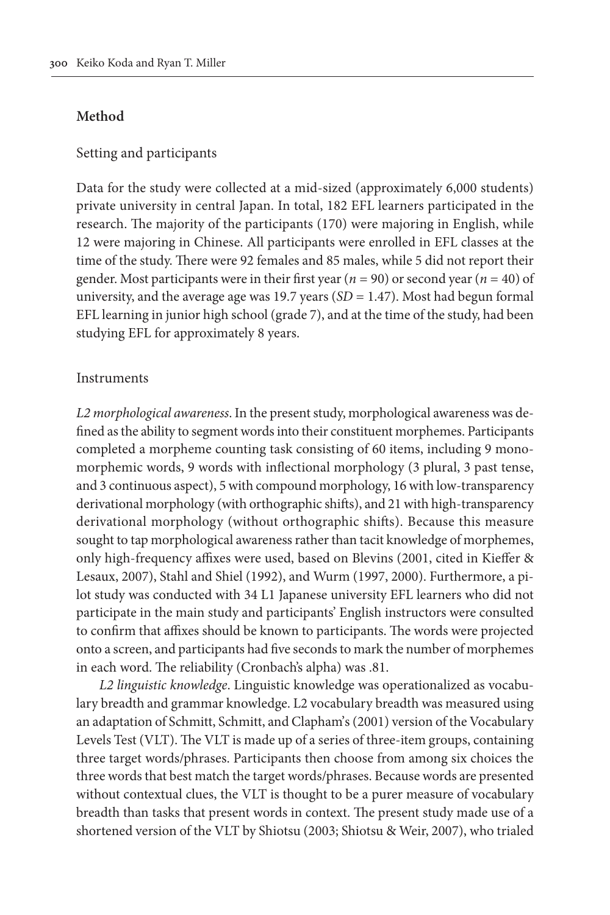## Method

### Setting and participants

Data for the study were collected at a mid-sized (approximately 6,000 students) private university in central Japan. In total, 182 EFL learners participated in the research. The majority of the participants (170) were majoring in English, while 12 were majoring in Chinese. All participants were enrolled in EFL classes at the time of the study. There were 92 females and 85 males, while 5 did not report their gender. Most participants were in their first year ($n = 90$) or second year ($n = 40$) of university, and the average age was 19.7 years ($SD = 1.47$). Most had begun formal EFL learning in junior high school (grade 7), and at the time of the study, had been studying EFL for approximately 8 years.

### Instruments

*L2 morphological awareness*. In the present study, morphological awareness was defined as the ability to segment words into their constituent morphemes. Participants completed a morpheme counting task consisting of 60 items, including 9 monomorphemic words, 9 words with inflectional morphology (3 plural, 3 past tense, and 3 continuous aspect), 5 with compound morphology, 16 with low-transparency derivational morphology (with orthographic shifts), and 21 with high-transparency derivational morphology (without orthographic shifts). Because this measure sought to tap morphological awareness rather than tacit knowledge of morphemes, only high-frequency affixes were used, based on Blevins (2001, cited in Kieffer & Lesaux, 2007), Stahl and Shiel (1992), and Wurm (1997, 2000). Furthermore, a pilot study was conducted with 34 L1 Japanese university EFL learners who did not participate in the main study and participants' English instructors were consulted to confirm that affixes should be known to participants. The words were projected onto a screen, and participants had five seconds to mark the number of morphemes in each word. The reliability (Cronbach's alpha) was .81.

*L2 linguistic knowledge*. Linguistic knowledge was operationalized as vocabulary breadth and grammar knowledge. L2 vocabulary breadth was measured using an adaptation of Schmitt, Schmitt, and Clapham's (2001) version of the Vocabulary Levels Test (VLT). The VLT is made up of a series of three-item groups, containing three target words/phrases. Participants then choose from among six choices the three words that best match the target words/phrases. Because words are presented without contextual clues, the VLT is thought to be a purer measure of vocabulary breadth than tasks that present words in context. The present study made use of a shortened version of the VLT by Shiotsu (2003; Shiotsu & Weir, 2007), who trialed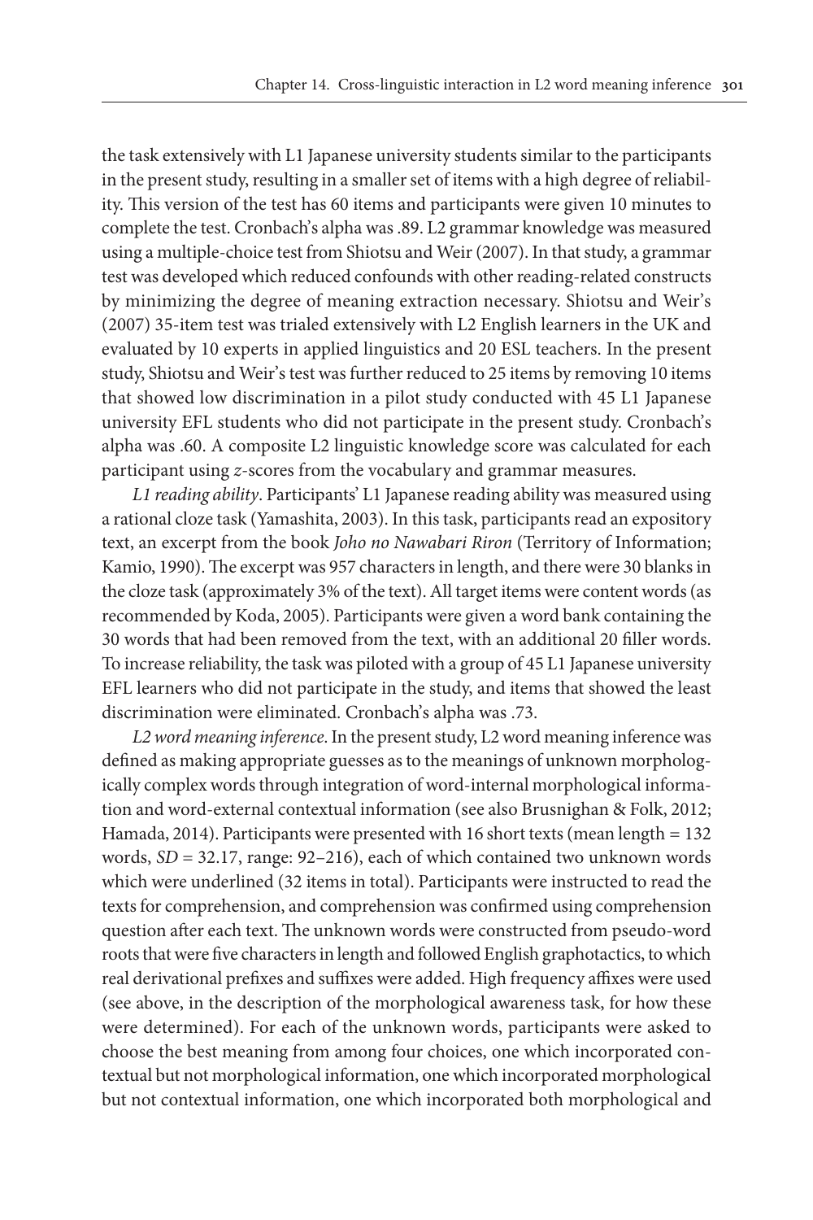the task extensively with L1 Japanese university students similar to the participants in the present study, resulting in a smaller set of items with a high degree of reliability. This version of the test has 60 items and participants were given 10 minutes to complete the test. Cronbach's alpha was .89. L2 grammar knowledge was measured using a multiple-choice test from Shiotsu and Weir (2007). In that study, a grammar test was developed which reduced confounds with other reading-related constructs by minimizing the degree of meaning extraction necessary. Shiotsu and Weir's (2007) 35-item test was trialed extensively with L2 English learners in the UK and evaluated by 10 experts in applied linguistics and 20 ESL teachers. In the present study, Shiotsu and Weir's test was further reduced to 25 items by removing 10 items that showed low discrimination in a pilot study conducted with 45 L1 Japanese university EFL students who did not participate in the present study. Cronbach's alpha was .60. A composite L2 linguistic knowledge score was calculated for each participant using *z*-scores from the vocabulary and grammar measures.

*L1 reading ability*. Participants' L1 Japanese reading ability was measured using a rational cloze task (Yamashita, 2003). In this task, participants read an expository text, an excerpt from the book *Joho no Nawabari Riron* (Territory of Information; Kamio, 1990). The excerpt was 957 characters in length, and there were 30 blanks in the cloze task (approximately 3% of the text). All target items were content words (as recommended by Koda, 2005). Participants were given a word bank containing the 30 words that had been removed from the text, with an additional 20 filler words. To increase reliability, the task was piloted with a group of 45 L1 Japanese university EFL learners who did not participate in the study, and items that showed the least discrimination were eliminated. Cronbach's alpha was .73.

*L2 word meaning inference*. In the present study, L2 word meaning inference was defined as making appropriate guesses as to the meanings of unknown morphologically complex words through integration of word-internal morphological information and word-external contextual information (see also Brusnighan & Folk, 2012; Hamada, 2014). Participants were presented with 16 short texts (mean length = 132 words, *SD* = 32.17, range: 92–216), each of which contained two unknown words which were underlined (32 items in total). Participants were instructed to read the texts for comprehension, and comprehension was confirmed using comprehension question after each text. The unknown words were constructed from pseudo-word roots that were five characters in length and followed English graphotactics, to which real derivational prefixes and suffixes were added. High frequency affixes were used (see above, in the description of the morphological awareness task, for how these were determined). For each of the unknown words, participants were asked to choose the best meaning from among four choices, one which incorporated contextual but not morphological information, one which incorporated morphological but not contextual information, one which incorporated both morphological and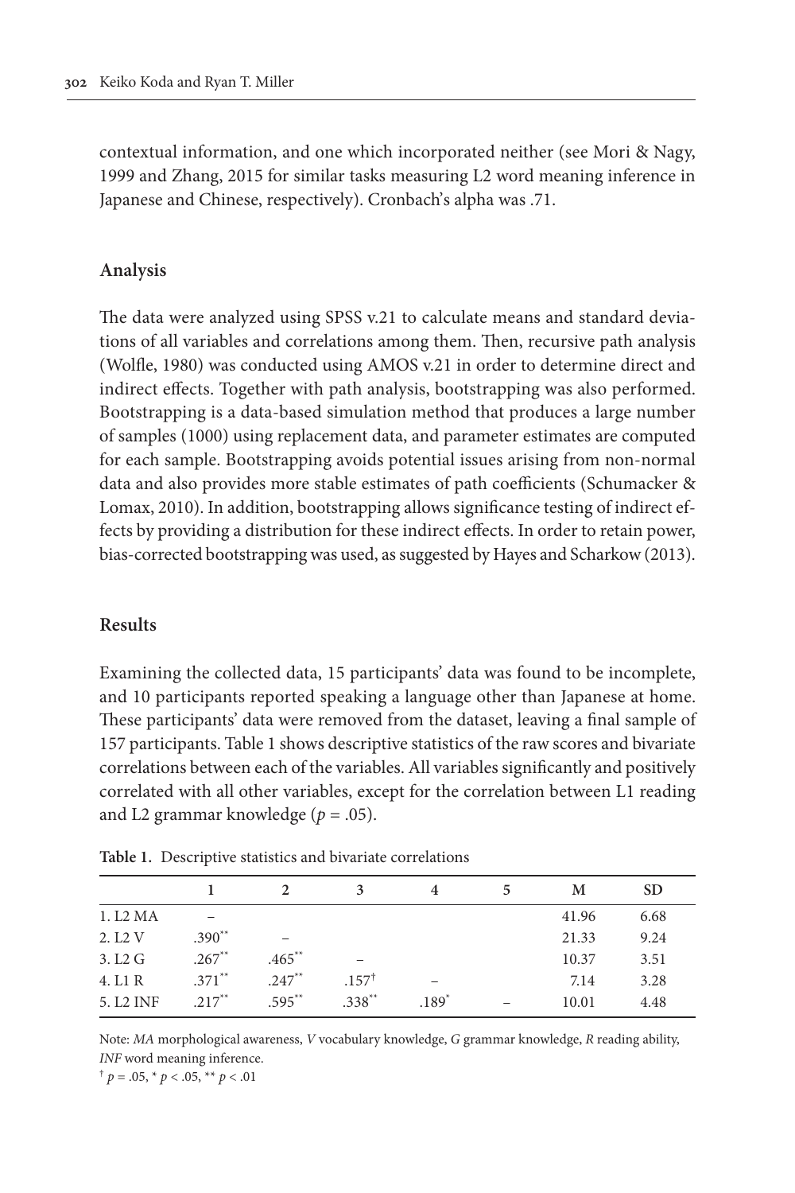contextual information, and one which incorporated neither (see Mori & Nagy, 1999 and Zhang, 2015 for similar tasks measuring L2 word meaning inference in Japanese and Chinese, respectively). Cronbach's alpha was .71.

## Analysis

The data were analyzed using SPSS v.21 to calculate means and standard deviations of all variables and correlations among them. Then, recursive path analysis (Wolfle, 1980) was conducted using AMOS v.21 in order to determine direct and indirect effects. Together with path analysis, bootstrapping was also performed. Bootstrapping is a data-based simulation method that produces a large number of samples (1000) using replacement data, and parameter estimates are computed for each sample. Bootstrapping avoids potential issues arising from non-normal data and also provides more stable estimates of path coefficients (Schumacker & Lomax, 2010). In addition, bootstrapping allows significance testing of indirect effects by providing a distribution for these indirect effects. In order to retain power, bias-corrected bootstrapping was used, as suggested by Hayes and Scharkow (2013).

## Results

Examining the collected data, 15 participants' data was found to be incomplete, and 10 participants reported speaking a language other than Japanese at home. These participants' data were removed from the dataset, leaving a final sample of 157 participants. Table 1 shows descriptive statistics of the raw scores and bivariate correlations between each of the variables. All variables significantly and positively correlated with all other variables, except for the correlation between L1 reading and L2 grammar knowledge ($p = .05$).

**Table 1.** Descriptive statistics and bivariate correlations

| | 1 | 2 | 3 | 4 | 5 | M | SD |
|---|---|---|---|---|---|---|---|
| 1. L2 MA | – | | | | | 41.96 | 6.68 |
| 2. L2 V | .390** | – | | | | 21.33 | 9.24 |
| 3. L2 G | .267** | .465** | – | | | 10.37 | 3.51 |
| 4. L1 R | .371** | .247** | .157† | – | | 7.14 | 3.28 |
| 5. L2 INF | .217** | .595** | .338** | .189* | – | 10.01 | 4.48 |

Note: *MA* morphological awareness, *V* vocabulary knowledge, *G* grammar knowledge, *R* reading ability, *INF* word meaning inference.

† $p = .05$, * $p < .05$, ** $p < .01$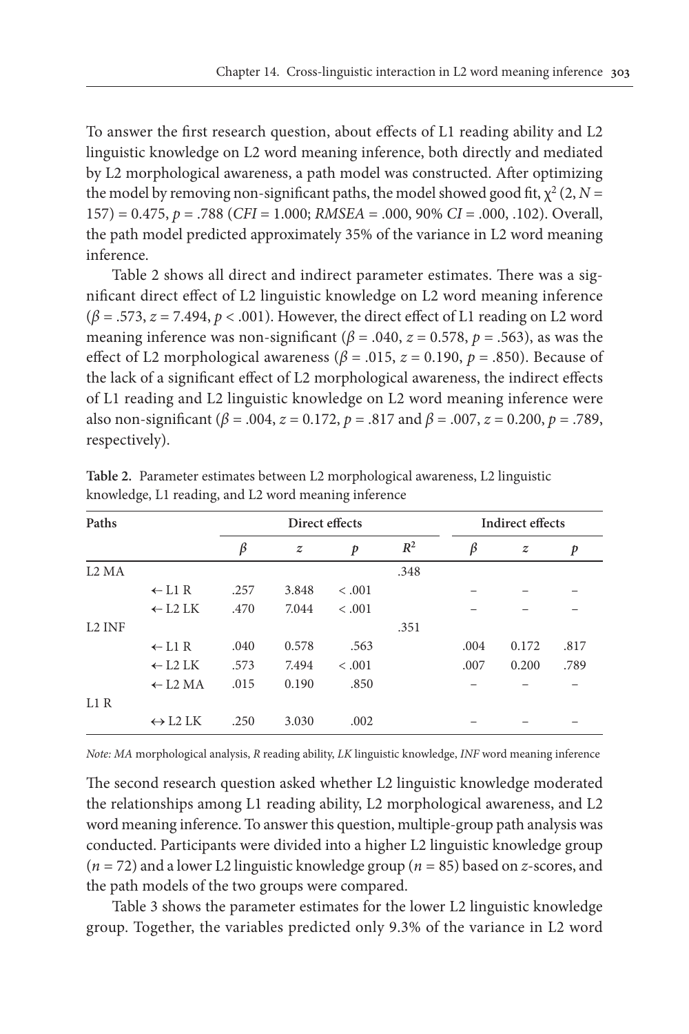To answer the first research question, about effects of L1 reading ability and L2 linguistic knowledge on L2 word meaning inference, both directly and mediated by L2 morphological awareness, a path model was constructed. After optimizing the model by removing non-significant paths, the model showed good fit, $\chi^2$ (2, $N$ = 157) = 0.475, $p$ = .788 (*CFI* = 1.000; *RMSEA* = .000, 90% *CI* = .000, .102). Overall, the path model predicted approximately 35% of the variance in L2 word meaning inference.

Table 2 shows all direct and indirect parameter estimates. There was a significant direct effect of L2 linguistic knowledge on L2 word meaning inference ($\beta$ = .573, $z$ = 7.494, $p$ < .001). However, the direct effect of L1 reading on L2 word meaning inference was non-significant ($\beta$ = .040, $z$ = 0.578, $p$ = .563), as was the effect of L2 morphological awareness ($\beta$ = .015, $z$ = 0.190, $p$ = .850). Because of the lack of a significant effect of L2 morphological awareness, the indirect effects of L1 reading and L2 linguistic knowledge on L2 word meaning inference were also non-significant ($\beta$ = .004, $z$ = 0.172, $p$ = .817 and $\beta$ = .007, $z$ = 0.200, $p$ = .789, respectively).

**Table 2.** Parameter estimates between L2 morphological awareness, L2 linguistic knowledge, L1 reading, and L2 word meaning inference

| Paths | | Direct effects | | | | Indirect effects | | |
|---|---|---|---|---|---|---|---|---|
| | | $\beta$ | $z$ | $p$ | $R^2$ | $\beta$ | $z$ | $p$ |
| L2 MA | | | | | .348 | | | |
| | ← L1 R | .257 | 3.848 | < .001 | | – | – | – |
| | ← L2 LK | .470 | 7.044 | < .001 | | – | – | – |
| L2 INF | | | | | .351 | | | |
| | ← L1 R | .040 | 0.578 | .563 | | .004 | 0.172 | .817 |
| | ← L2 LK | .573 | 7.494 | < .001 | | .007 | 0.200 | .789 |
| | ← L2 MA | .015 | 0.190 | .850 | | – | – | – |
| L1 R | | | | | | | | |
| | ↔ L2 LK | .250 | 3.030 | .002 | | – | – | – |

*Note: MA* morphological analysis, *R* reading ability, *LK* linguistic knowledge, *INF* word meaning inference

The second research question asked whether L2 linguistic knowledge moderated the relationships among L1 reading ability, L2 morphological awareness, and L2 word meaning inference. To answer this question, multiple-group path analysis was conducted. Participants were divided into a higher L2 linguistic knowledge group ($n$ = 72) and a lower L2 linguistic knowledge group ($n$ = 85) based on $z$-scores, and the path models of the two groups were compared.

Table 3 shows the parameter estimates for the lower L2 linguistic knowledge group. Together, the variables predicted only 9.3% of the variance in L2 word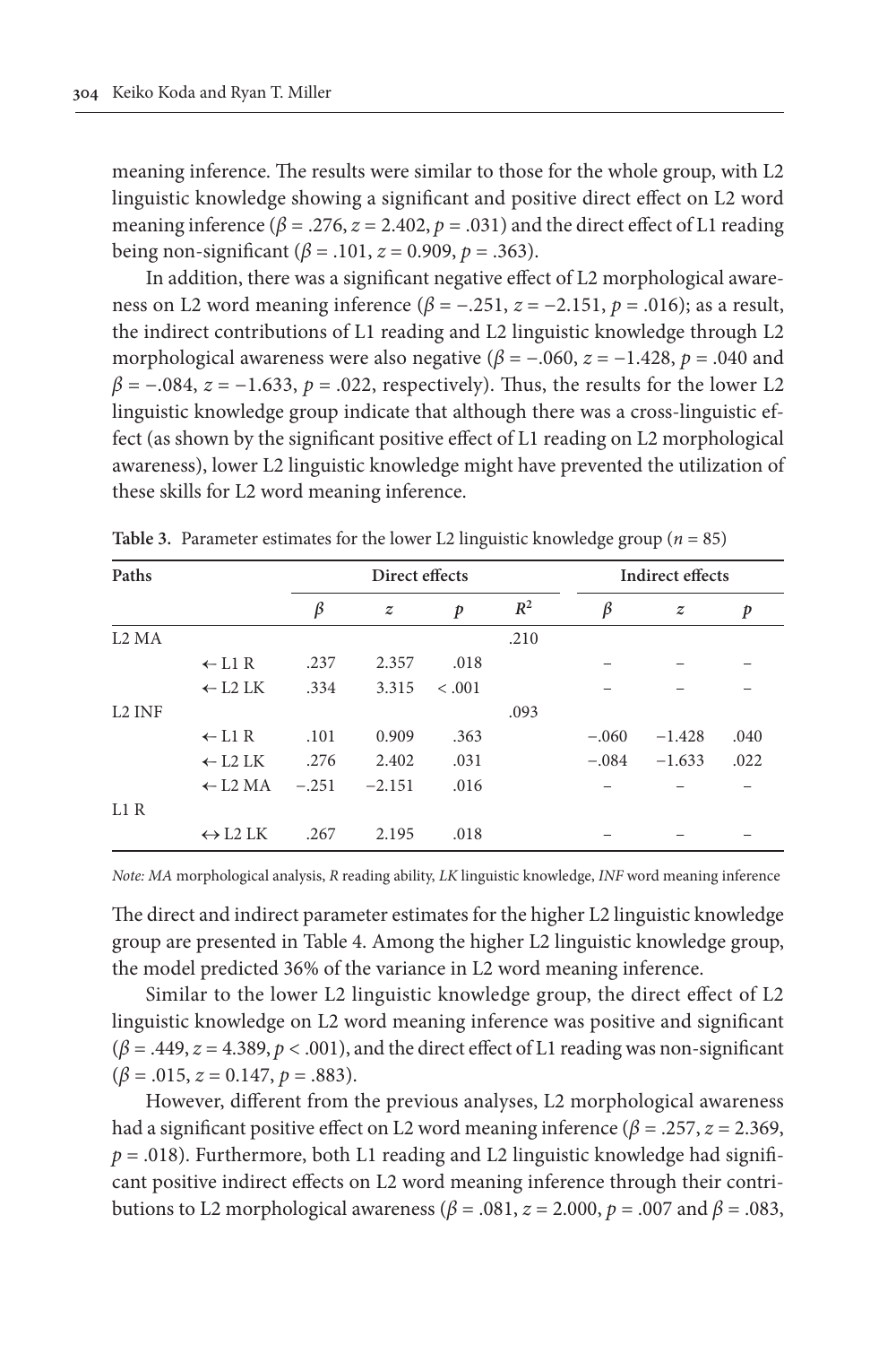meaning inference. The results were similar to those for the whole group, with L2 linguistic knowledge showing a significant and positive direct effect on L2 word meaning inference ($\beta = .276$, $z = 2.402$, $p = .031$) and the direct effect of L1 reading being non-significant ($\beta = .101$, $z = 0.909$, $p = .363$).

In addition, there was a significant negative effect of L2 morphological awareness on L2 word meaning inference ($\beta = -.251$, $z = -2.151$, $p = .016$); as a result, the indirect contributions of L1 reading and L2 linguistic knowledge through L2 morphological awareness were also negative ($\beta = -.060$, $z = -1.428$, $p = .040$ and $\beta = -.084$, $z = -1.633$, $p = .022$, respectively). Thus, the results for the lower L2 linguistic knowledge group indicate that although there was a cross-linguistic effect (as shown by the significant positive effect of L1 reading on L2 morphological awareness), lower L2 linguistic knowledge might have prevented the utilization of these skills for L2 word meaning inference.

**Table 3.** Parameter estimates for the lower L2 linguistic knowledge group ($n = 85$)

| Paths | | Direct effects | | | | Indirect effects | | |
|---|---|---|---|---|---|---|---|---|
| | | $\beta$ | $z$ | $p$ | $R^2$ | $\beta$ | $z$ | $p$ |
| L2 MA | | | | | .210 | | | |
| | ← L1 R | .237 | 2.357 | .018 | | – | – | – |
| | ← L2 LK | .334 | 3.315 | < .001 | | – | – | – |
| L2 INF | | | | | .093 | | | |
| | ← L1 R | .101 | 0.909 | .363 | | −.060 | −1.428 | .040 |
| | ← L2 LK | .276 | 2.402 | .031 | | −.084 | −1.633 | .022 |
| | ← L2 MA | −.251 | −2.151 | .016 | | – | – | – |
| L1 R | | | | | | | | |
| | ↔ L2 LK | .267 | 2.195 | .018 | | – | – | – |

*Note: MA* morphological analysis, *R* reading ability, *LK* linguistic knowledge, *INF* word meaning inference

The direct and indirect parameter estimates for the higher L2 linguistic knowledge group are presented in Table 4. Among the higher L2 linguistic knowledge group, the model predicted 36% of the variance in L2 word meaning inference.

Similar to the lower L2 linguistic knowledge group, the direct effect of L2 linguistic knowledge on L2 word meaning inference was positive and significant ($\beta = .449$, $z = 4.389$, $p < .001$), and the direct effect of L1 reading was non-significant ($\beta = .015$, $z = 0.147$, $p = .883$).

However, different from the previous analyses, L2 morphological awareness had a significant positive effect on L2 word meaning inference ($\beta = .257$, $z = 2.369$, $p = .018$). Furthermore, both L1 reading and L2 linguistic knowledge had significant positive indirect effects on L2 word meaning inference through their contributions to L2 morphological awareness ($\beta = .081$, $z = 2.000$, $p = .007$ and $\beta = .083$,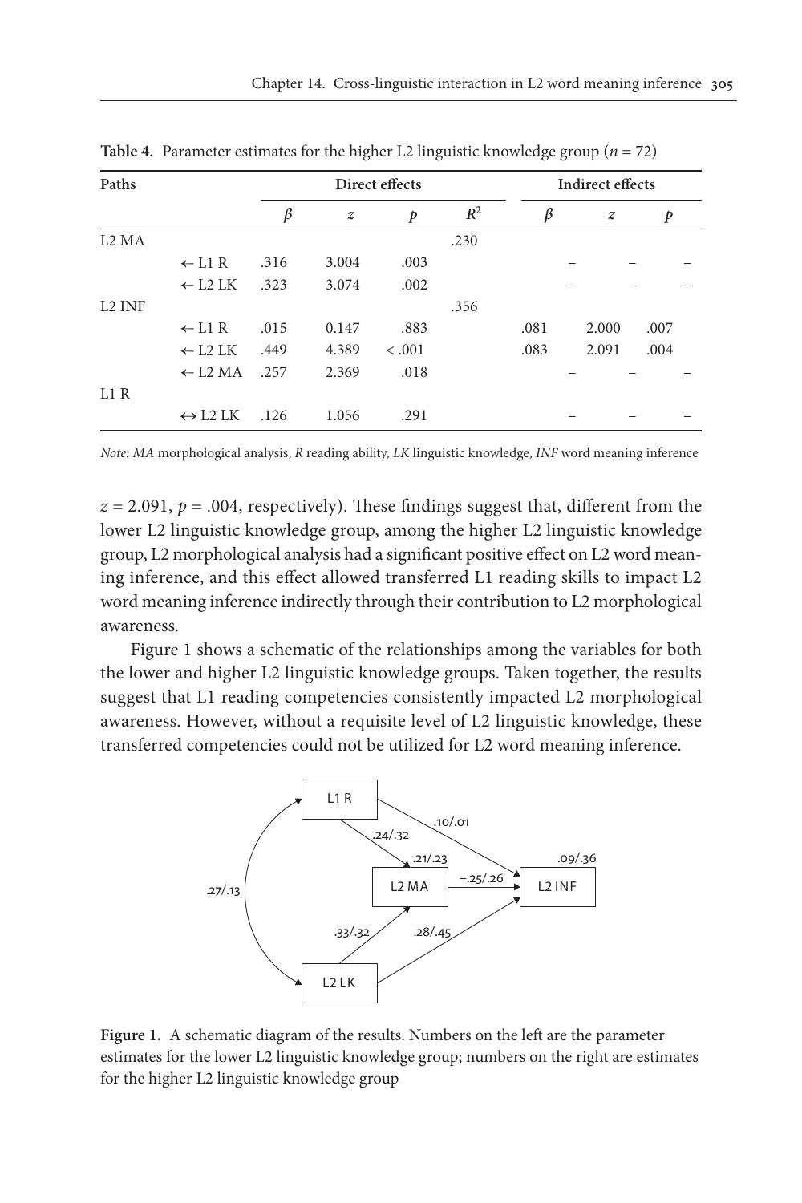**Table 4.** Parameter estimates for the higher L2 linguistic knowledge group ($n = 72$)

| Paths | | Direct effects | | | | Indirect effects | | |
|---|---|---|---|---|---|---|---|---|
| | | $\beta$ | $z$ | $p$ | $R^2$ | $\beta$ | $z$ | $p$ |
| L2 MA | | | | | .230 | | | |
| | ← L1 R | .316 | 3.004 | .003 | | – | – | – |
| | ← L2 LK | .323 | 3.074 | .002 | | – | – | – |
| L2 INF | | | | | .356 | | | |
| | ← L1 R | .015 | 0.147 | .883 | | .081 | 2.000 | .007 |
| | ← L2 LK | .449 | 4.389 | < .001 | | .083 | 2.091 | .004 |
| | ← L2 MA | .257 | 2.369 | .018 | | – | – | – |
| L1 R | | | | | | | | |
| | ↔ L2 LK | .126 | 1.056 | .291 | | – | – | – |

*Note: MA* morphological analysis, *R* reading ability, *LK* linguistic knowledge, *INF* word meaning inference

$z = 2.091$, $p = .004$, respectively). These findings suggest that, different from the lower L2 linguistic knowledge group, among the higher L2 linguistic knowledge group, L2 morphological analysis had a significant positive effect on L2 word meaning inference, and this effect allowed transferred L1 reading skills to impact L2 word meaning inference indirectly through their contribution to L2 morphological awareness.

Figure 1 shows a schematic of the relationships among the variables for both the lower and higher L2 linguistic knowledge groups. Taken together, the results suggest that L1 reading competencies consistently impacted L2 morphological awareness. However, without a requisite level of L2 linguistic knowledge, these transferred competencies could not be utilized for L2 word meaning inference.

**Figure 1.** A schematic diagram of the results. Numbers on the left are the parameter estimates for the lower L2 linguistic knowledge group; numbers on the right are estimates for the higher L2 linguistic knowledge group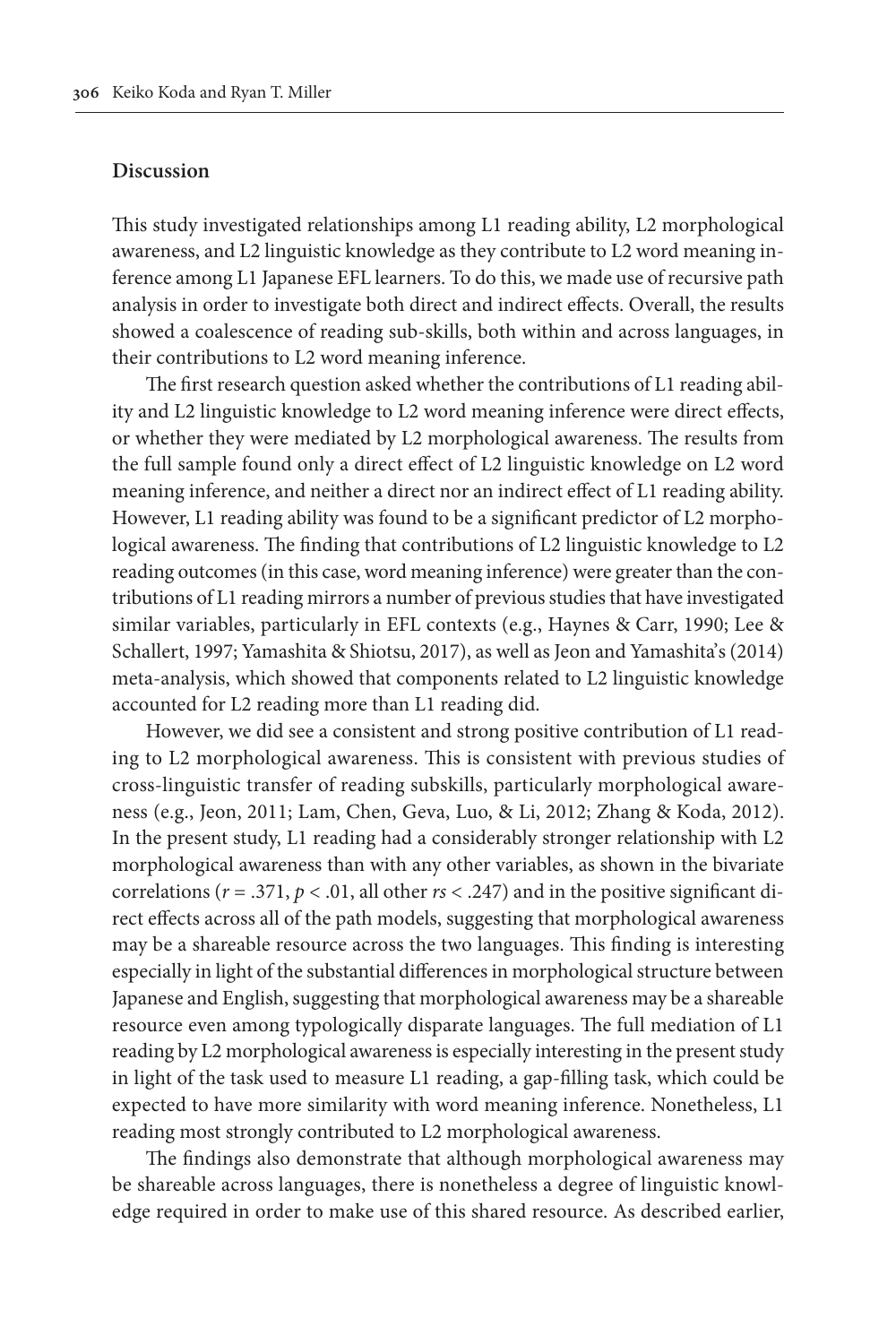## Discussion

This study investigated relationships among L1 reading ability, L2 morphological awareness, and L2 linguistic knowledge as they contribute to L2 word meaning inference among L1 Japanese EFL learners. To do this, we made use of recursive path analysis in order to investigate both direct and indirect effects. Overall, the results showed a coalescence of reading sub-skills, both within and across languages, in their contributions to L2 word meaning inference.

The first research question asked whether the contributions of L1 reading ability and L2 linguistic knowledge to L2 word meaning inference were direct effects, or whether they were mediated by L2 morphological awareness. The results from the full sample found only a direct effect of L2 linguistic knowledge on L2 word meaning inference, and neither a direct nor an indirect effect of L1 reading ability. However, L1 reading ability was found to be a significant predictor of L2 morphological awareness. The finding that contributions of L2 linguistic knowledge to L2 reading outcomes (in this case, word meaning inference) were greater than the contributions of L1 reading mirrors a number of previous studies that have investigated similar variables, particularly in EFL contexts (e.g., Haynes & Carr, 1990; Lee & Schallert, 1997; Yamashita & Shiotsu, 2017), as well as Jeon and Yamashita's (2014) meta-analysis, which showed that components related to L2 linguistic knowledge accounted for L2 reading more than L1 reading did.

However, we did see a consistent and strong positive contribution of L1 reading to L2 morphological awareness. This is consistent with previous studies of cross-linguistic transfer of reading subskills, particularly morphological awareness (e.g., Jeon, 2011; Lam, Chen, Geva, Luo, & Li, 2012; Zhang & Koda, 2012). In the present study, L1 reading had a considerably stronger relationship with L2 morphological awareness than with any other variables, as shown in the bivariate correlations ($r = .371$, $p < .01$, all other $rs < .247$) and in the positive significant direct effects across all of the path models, suggesting that morphological awareness may be a shareable resource across the two languages. This finding is interesting especially in light of the substantial differences in morphological structure between Japanese and English, suggesting that morphological awareness may be a shareable resource even among typologically disparate languages. The full mediation of L1 reading by L2 morphological awareness is especially interesting in the present study in light of the task used to measure L1 reading, a gap-filling task, which could be expected to have more similarity with word meaning inference. Nonetheless, L1 reading most strongly contributed to L2 morphological awareness.

The findings also demonstrate that although morphological awareness may be shareable across languages, there is nonetheless a degree of linguistic knowledge required in order to make use of this shared resource. As described earlier,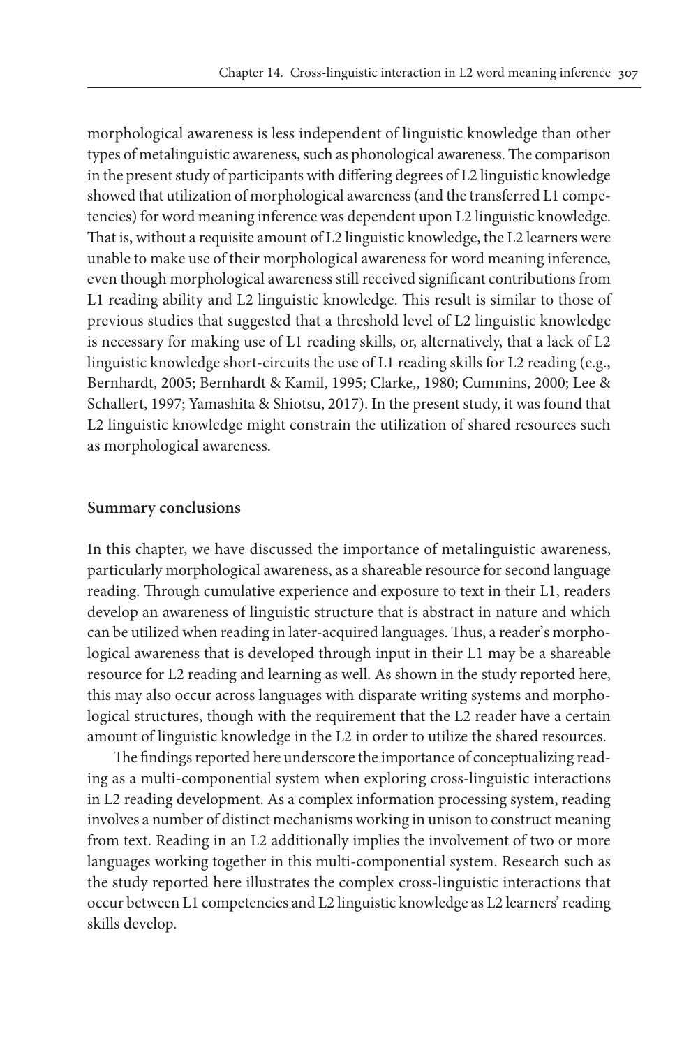morphological awareness is less independent of linguistic knowledge than other types of metalinguistic awareness, such as phonological awareness. The comparison in the present study of participants with differing degrees of L2 linguistic knowledge showed that utilization of morphological awareness (and the transferred L1 competencies) for word meaning inference was dependent upon L2 linguistic knowledge. That is, without a requisite amount of L2 linguistic knowledge, the L2 learners were unable to make use of their morphological awareness for word meaning inference, even though morphological awareness still received significant contributions from L1 reading ability and L2 linguistic knowledge. This result is similar to those of previous studies that suggested that a threshold level of L2 linguistic knowledge is necessary for making use of L1 reading skills, or, alternatively, that a lack of L2 linguistic knowledge short-circuits the use of L1 reading skills for L2 reading (e.g., Bernhardt, 2005; Bernhardt & Kamil, 1995; Clarke,, 1980; Cummins, 2000; Lee & Schallert, 1997; Yamashita & Shiotsu, 2017). In the present study, it was found that L2 linguistic knowledge might constrain the utilization of shared resources such as morphological awareness.

## Summary conclusions

In this chapter, we have discussed the importance of metalinguistic awareness, particularly morphological awareness, as a shareable resource for second language reading. Through cumulative experience and exposure to text in their L1, readers develop an awareness of linguistic structure that is abstract in nature and which can be utilized when reading in later-acquired languages. Thus, a reader's morphological awareness that is developed through input in their L1 may be a shareable resource for L2 reading and learning as well. As shown in the study reported here, this may also occur across languages with disparate writing systems and morphological structures, though with the requirement that the L2 reader have a certain amount of linguistic knowledge in the L2 in order to utilize the shared resources.

The findings reported here underscore the importance of conceptualizing reading as a multi-componential system when exploring cross-linguistic interactions in L2 reading development. As a complex information processing system, reading involves a number of distinct mechanisms working in unison to construct meaning from text. Reading in an L2 additionally implies the involvement of two or more languages working together in this multi-componential system. Research such as the study reported here illustrates the complex cross-linguistic interactions that occur between L1 competencies and L2 linguistic knowledge as L2 learners' reading skills develop.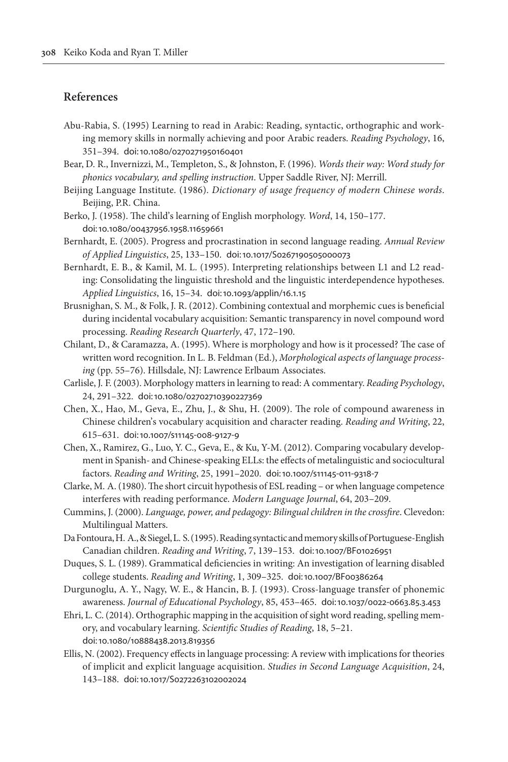## References

Abu-Rabia, S. (1995) Learning to read in Arabic: Reading, syntactic, orthographic and working memory skills in normally achieving and poor Arabic readers. *Reading Psychology*, 16, 351–394. doi:10.1080/0270271950160401

Bear, D. R., Invernizzi, M., Templeton, S., & Johnston, F. (1996). *Words their way: Word study for phonics vocabulary, and spelling instruction*. Upper Saddle River, NJ: Merrill.

Beijing Language Institute. (1986). *Dictionary of usage frequency of modern Chinese words*. Beijing, P.R. China.

Berko, J. (1958). The child's learning of English morphology. *Word*, 14, 150–177. doi:10.1080/00437956.1958.11659661

Bernhardt, E. (2005). Progress and procrastination in second language reading. *Annual Review of Applied Linguistics*, 25, 133–150. doi:10.1017/S0267190505000073

Bernhardt, E. B., & Kamil, M. L. (1995). Interpreting relationships between L1 and L2 reading: Consolidating the linguistic threshold and the linguistic interdependence hypotheses. *Applied Linguistics*, 16, 15–34. doi:10.1093/applin/16.1.15

Brusnighan, S. M., & Folk, J. R. (2012). Combining contextual and morphemic cues is beneficial during incidental vocabulary acquisition: Semantic transparency in novel compound word processing. *Reading Research Quarterly*, 47, 172–190.

Chilant, D., & Caramazza, A. (1995). Where is morphology and how is it processed? The case of written word recognition. In L. B. Feldman (Ed.), *Morphological aspects of language processing* (pp. 55–76). Hillsdale, NJ: Lawrence Erlbaum Associates.

Carlisle, J. F. (2003). Morphology matters in learning to read: A commentary. *Reading Psychology*, 24, 291–322. doi:10.1080/02702710390227369

Chen, X., Hao, M., Geva, E., Zhu, J., & Shu, H. (2009). The role of compound awareness in Chinese children's vocabulary acquisition and character reading. *Reading and Writing*, 22, 615–631. doi:10.1007/s11145-008-9127-9

Chen, X., Ramirez, G., Luo, Y. C., Geva, E., & Ku, Y-M. (2012). Comparing vocabulary development in Spanish- and Chinese-speaking ELLs: the effects of metalinguistic and sociocultural factors. *Reading and Writing*, 25, 1991–2020. doi:10.1007/s11145-011-9318-7

Clarke, M. A. (1980). The short circuit hypothesis of ESL reading – or when language competence interferes with reading performance. *Modern Language Journal*, 64, 203–209.

Cummins, J. (2000). *Language, power, and pedagogy: Bilingual children in the crossfire*. Clevedon: Multilingual Matters.

Da Fontoura, H. A., & Siegel, L. S. (1995). Reading syntactic and memory skills of Portuguese-English Canadian children. *Reading and Writing*, 7, 139–153. doi:10.1007/BF01026951

Duques, S. L. (1989). Grammatical deficiencies in writing: An investigation of learning disabled college students. *Reading and Writing*, 1, 309–325. doi:10.1007/BF00386264

Durgunoglu, A. Y., Nagy, W. E., & Hancin, B. J. (1993). Cross-language transfer of phonemic awareness. *Journal of Educational Psychology*, 85, 453–465. doi:10.1037/0022-0663.85.3.453

Ehri, L. C. (2014). Orthographic mapping in the acquisition of sight word reading, spelling memory, and vocabulary learning. *Scientific Studies of Reading*, 18, 5–21. doi:10.1080/10888438.2013.819356

Ellis, N. (2002). Frequency effects in language processing: A review with implications for theories of implicit and explicit language acquisition. *Studies in Second Language Acquisition*, 24, 143–188. doi:10.1017/S0272263102002024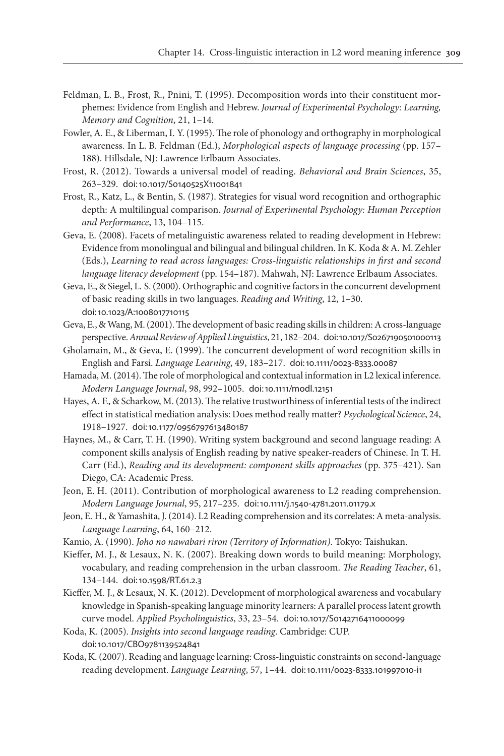Feldman, L. B., Frost, R., Pnini, T. (1995). Decomposition words into their constituent morphemes: Evidence from English and Hebrew. *Journal of Experimental Psychology: Learning, Memory and Cognition*, 21, 1–14.

Fowler, A. E., & Liberman, I. Y. (1995). The role of phonology and orthography in morphological awareness. In L. B. Feldman (Ed.), *Morphological aspects of language processing* (pp. 157–188). Hillsdale, NJ: Lawrence Erlbaum Associates.

Frost, R. (2012). Towards a universal model of reading. *Behavioral and Brain Sciences*, 35, 263–329. doi:10.1017/S0140525X11001841

Frost, R., Katz, L., & Bentin, S. (1987). Strategies for visual word recognition and orthographic depth: A multilingual comparison. *Journal of Experimental Psychology: Human Perception and Performance*, 13, 104–115.

Geva, E. (2008). Facets of metalinguistic awareness related to reading development in Hebrew: Evidence from monolingual and bilingual and bilingual children. In K. Koda & A. M. Zehler (Eds.), *Learning to read across languages: Cross-linguistic relationships in first and second language literacy development* (pp. 154–187). Mahwah, NJ: Lawrence Erlbaum Associates.

Geva, E., & Siegel, L. S. (2000). Orthographic and cognitive factors in the concurrent development of basic reading skills in two languages. *Reading and Writing*, 12, 1–30. doi:10.1023/A:1008017710115

Geva, E., & Wang, M. (2001). The development of basic reading skills in children: A cross-language perspective. *Annual Review of Applied Linguistics*, 21, 182–204. doi:10.1017/S0267190501000113

Gholamain, M., & Geva, E. (1999). The concurrent development of word recognition skills in English and Farsi. *Language Learning*, 49, 183–217. doi:10.1111/0023-8333.00087

Hamada, M. (2014). The role of morphological and contextual information in L2 lexical inference. *Modern Language Journal*, 98, 992–1005. doi:10.1111/modl.12151

Hayes, A. F., & Scharkow, M. (2013). The relative trustworthiness of inferential tests of the indirect effect in statistical mediation analysis: Does method really matter? *Psychological Science*, 24, 1918–1927. doi:10.1177/0956797613480187

Haynes, M., & Carr, T. H. (1990). Writing system background and second language reading: A component skills analysis of English reading by native speaker-readers of Chinese. In T. H. Carr (Ed.), *Reading and its development: component skills approaches* (pp. 375–421). San Diego, CA: Academic Press.

Jeon, E. H. (2011). Contribution of morphological awareness to L2 reading comprehension. *Modern Language Journal*, 95, 217–235. doi:10.1111/j.1540-4781.2011.01179.x

Jeon, E. H., & Yamashita, J. (2014). L2 Reading comprehension and its correlates: A meta-analysis. *Language Learning*, 64, 160–212.

Kamio, A. (1990). *Joho no nawabari riron (Territory of Information)*. Tokyo: Taishukan.

Kieffer, M. J., & Lesaux, N. K. (2007). Breaking down words to build meaning: Morphology, vocabulary, and reading comprehension in the urban classroom. *The Reading Teacher*, 61, 134–144. doi:10.1598/RT.61.2.3

Kieffer, M. J., & Lesaux, N. K. (2012). Development of morphological awareness and vocabulary knowledge in Spanish-speaking language minority learners: A parallel process latent growth curve model. *Applied Psycholinguistics*, 33, 23–54. doi:10.1017/S0142716411000099

Koda, K. (2005). *Insights into second language reading*. Cambridge: CUP. doi:10.1017/CBO9781139524841

Koda, K. (2007). Reading and language learning: Cross-linguistic constraints on second-language reading development. *Language Learning*, 57, 1–44. doi:10.1111/0023-8333.101997010-i1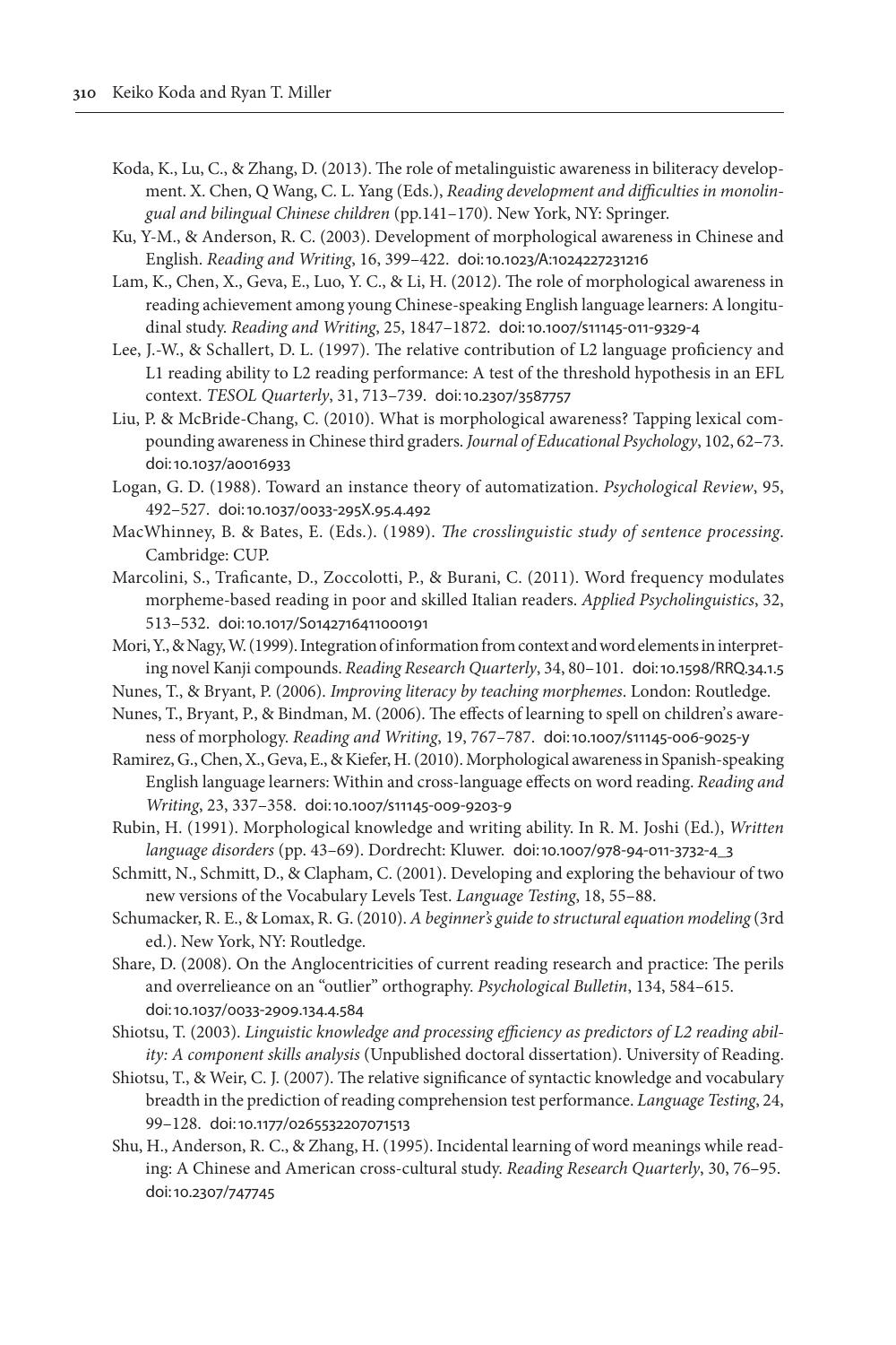Koda, K., Lu, C., & Zhang, D. (2013). The role of metalinguistic awareness in biliteracy development. X. Chen, Q Wang, C. L. Yang (Eds.), *Reading development and difficulties in monolingual and bilingual Chinese children* (pp.141–170). New York, NY: Springer.

Ku, Y-M., & Anderson, R. C. (2003). Development of morphological awareness in Chinese and English. *Reading and Writing*, 16, 399–422. doi:10.1023/A:1024227231216

Lam, K., Chen, X., Geva, E., Luo, Y. C., & Li, H. (2012). The role of morphological awareness in reading achievement among young Chinese-speaking English language learners: A longitudinal study. *Reading and Writing*, 25, 1847–1872. doi:10.1007/s11145-011-9329-4

Lee, J.-W., & Schallert, D. L. (1997). The relative contribution of L2 language proficiency and L1 reading ability to L2 reading performance: A test of the threshold hypothesis in an EFL context. *TESOL Quarterly*, 31, 713–739. doi:10.2307/3587757

Liu, P. & McBride-Chang, C. (2010). What is morphological awareness? Tapping lexical compounding awareness in Chinese third graders. *Journal of Educational Psychology*, 102, 62–73. doi:10.1037/a0016933

Logan, G. D. (1988). Toward an instance theory of automatization. *Psychological Review*, 95, 492–527. doi:10.1037/0033-295X.95.4.492

MacWhinney, B. & Bates, E. (Eds.). (1989). *The crosslinguistic study of sentence processing*. Cambridge: CUP.

Marcolini, S., Traficante, D., Zoccolotti, P., & Burani, C. (2011). Word frequency modulates morpheme-based reading in poor and skilled Italian readers. *Applied Psycholinguistics*, 32, 513–532. doi:10.1017/S0142716411000191

Mori, Y., & Nagy, W. (1999). Integration of information from context and word elements in interpreting novel Kanji compounds. *Reading Research Quarterly*, 34, 80–101. doi:10.1598/RRQ.34.1.5

Nunes, T., & Bryant, P. (2006). *Improving literacy by teaching morphemes*. London: Routledge.

Nunes, T., Bryant, P., & Bindman, M. (2006). The effects of learning to spell on children's awareness of morphology. *Reading and Writing*, 19, 767–787. doi:10.1007/s11145-006-9025-y

Ramirez, G., Chen, X., Geva, E., & Kiefer, H. (2010). Morphological awareness in Spanish-speaking English language learners: Within and cross-language effects on word reading. *Reading and Writing*, 23, 337–358. doi:10.1007/s11145-009-9203-9

Rubin, H. (1991). Morphological knowledge and writing ability. In R. M. Joshi (Ed.), *Written language disorders* (pp. 43–69). Dordrecht: Kluwer. doi:10.1007/978-94-011-3732-4_3

Schmitt, N., Schmitt, D., & Clapham, C. (2001). Developing and exploring the behaviour of two new versions of the Vocabulary Levels Test. *Language Testing*, 18, 55–88.

Schumacker, R. E., & Lomax, R. G. (2010). *A beginner's guide to structural equation modeling* (3rd ed.). New York, NY: Routledge.

Share, D. (2008). On the Anglocentricities of current reading research and practice: The perils and overrelieance on an "outlier" orthography. *Psychological Bulletin*, 134, 584–615. doi:10.1037/0033-2909.134.4.584

Shiotsu, T. (2003). *Linguistic knowledge and processing efficiency as predictors of L2 reading ability: A component skills analysis* (Unpublished doctoral dissertation). University of Reading.

Shiotsu, T., & Weir, C. J. (2007). The relative significance of syntactic knowledge and vocabulary breadth in the prediction of reading comprehension test performance. *Language Testing*, 24, 99–128. doi:10.1177/0265532207071513

Shu, H., Anderson, R. C., & Zhang, H. (1995). Incidental learning of word meanings while reading: A Chinese and American cross-cultural study. *Reading Research Quarterly*, 30, 76–95. doi:10.2307/747745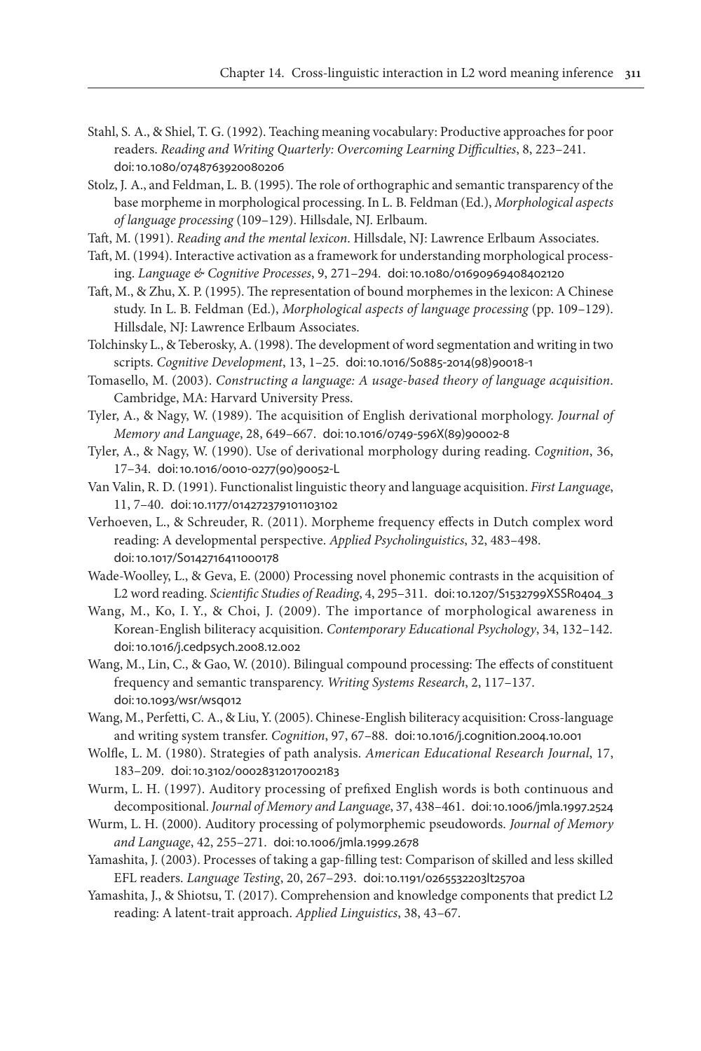Stahl, S. A., & Shiel, T. G. (1992). Teaching meaning vocabulary: Productive approaches for poor readers. *Reading and Writing Quarterly: Overcoming Learning Difficulties*, 8, 223–241. doi:10.1080/0748763920080206

Stolz, J. A., and Feldman, L. B. (1995). The role of orthographic and semantic transparency of the base morpheme in morphological processing. In L. B. Feldman (Ed.), *Morphological aspects of language processing* (109–129). Hillsdale, NJ. Erlbaum.

Taft, M. (1991). *Reading and the mental lexicon*. Hillsdale, NJ: Lawrence Erlbaum Associates.

Taft, M. (1994). Interactive activation as a framework for understanding morphological processing. *Language & Cognitive Processes*, 9, 271–294. doi:10.1080/01690969408402120

Taft, M., & Zhu, X. P. (1995). The representation of bound morphemes in the lexicon: A Chinese study. In L. B. Feldman (Ed.), *Morphological aspects of language processing* (pp. 109–129). Hillsdale, NJ: Lawrence Erlbaum Associates.

Tolchinsky L., & Teberosky, A. (1998). The development of word segmentation and writing in two scripts. *Cognitive Development*, 13, 1–25. doi:10.1016/S0885-2014(98)90018-1

Tomasello, M. (2003). *Constructing a language: A usage-based theory of language acquisition*. Cambridge, MA: Harvard University Press.

Tyler, A., & Nagy, W. (1989). The acquisition of English derivational morphology. *Journal of Memory and Language*, 28, 649–667. doi:10.1016/0749-596X(89)90002-8

Tyler, A., & Nagy, W. (1990). Use of derivational morphology during reading. *Cognition*, 36, 17–34. doi:10.1016/0010-0277(90)90052-L

Van Valin, R. D. (1991). Functionalist linguistic theory and language acquisition. *First Language*, 11, 7–40. doi:10.1177/014272379101103102

Verhoeven, L., & Schreuder, R. (2011). Morpheme frequency effects in Dutch complex word reading: A developmental perspective. *Applied Psycholinguistics*, 32, 483–498. doi:10.1017/S0142716411000178

Wade-Woolley, L., & Geva, E. (2000) Processing novel phonemic contrasts in the acquisition of L2 word reading. *Scientific Studies of Reading*, 4, 295–311. doi:10.1207/S1532799XSSR0404_3

Wang, M., Ko, I. Y., & Choi, J. (2009). The importance of morphological awareness in Korean-English biliteracy acquisition. *Contemporary Educational Psychology*, 34, 132–142. doi:10.1016/j.cedpsych.2008.12.002

Wang, M., Lin, C., & Gao, W. (2010). Bilingual compound processing: The effects of constituent frequency and semantic transparency. *Writing Systems Research*, 2, 117–137. doi:10.1093/wsr/wsq012

Wang, M., Perfetti, C. A., & Liu, Y. (2005). Chinese-English biliteracy acquisition: Cross-language and writing system transfer. *Cognition*, 97, 67–88. doi:10.1016/j.cognition.2004.10.001

Wolfle, L. M. (1980). Strategies of path analysis. *American Educational Research Journal*, 17, 183–209. doi:10.3102/00028312017002183

Wurm, L. H. (1997). Auditory processing of prefixed English words is both continuous and decompositional. *Journal of Memory and Language*, 37, 438–461. doi:10.1006/jmla.1997.2524

Wurm, L. H. (2000). Auditory processing of polymorphemic pseudowords. *Journal of Memory and Language*, 42, 255–271. doi:10.1006/jmla.1999.2678

Yamashita, J. (2003). Processes of taking a gap-filling test: Comparison of skilled and less skilled EFL readers. *Language Testing*, 20, 267–293. doi:10.1191/0265532203lt257oa

Yamashita, J., & Shiotsu, T. (2017). Comprehension and knowledge components that predict L2 reading: A latent-trait approach. *Applied Linguistics*, 38, 43–67.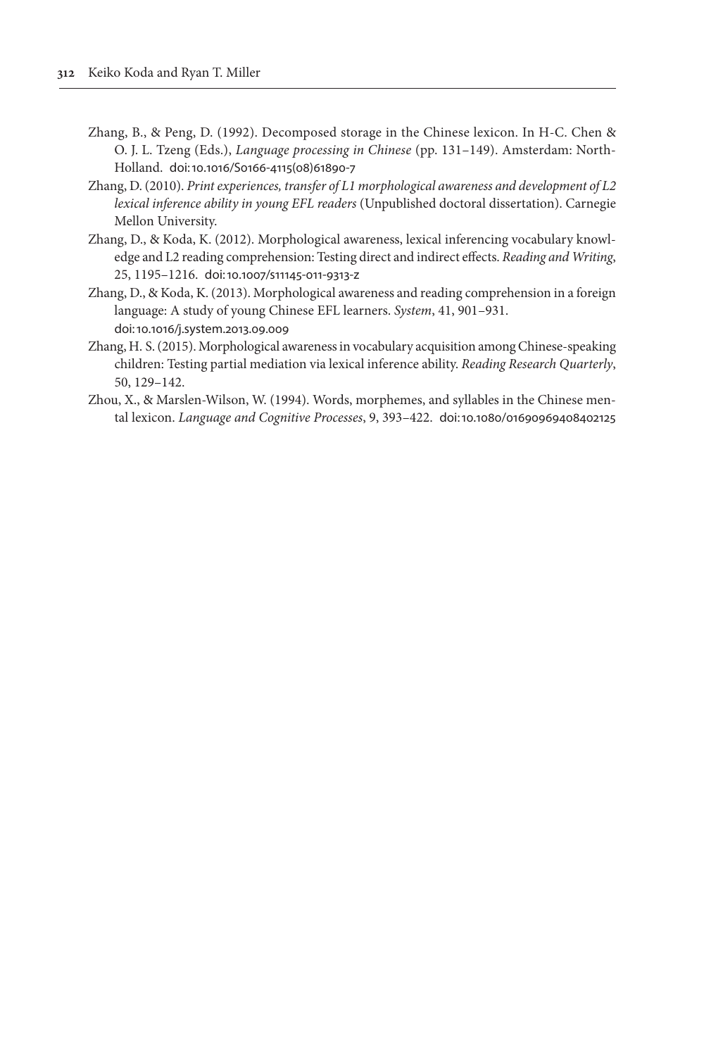Zhang, B., & Peng, D. (1992). Decomposed storage in the Chinese lexicon. In H-C. Chen & O. J. L. Tzeng (Eds.), *Language processing in Chinese* (pp. 131–149). Amsterdam: North-Holland. doi:10.1016/S0166-4115(08)61890-7

Zhang, D. (2010). *Print experiences, transfer of L1 morphological awareness and development of L2 lexical inference ability in young EFL readers* (Unpublished doctoral dissertation). Carnegie Mellon University.

Zhang, D., & Koda, K. (2012). Morphological awareness, lexical inferencing vocabulary knowledge and L2 reading comprehension: Testing direct and indirect effects. *Reading and Writing*, 25, 1195–1216. doi:10.1007/s11145-011-9313-z

Zhang, D., & Koda, K. (2013). Morphological awareness and reading comprehension in a foreign language: A study of young Chinese EFL learners. *System*, 41, 901–931. doi:10.1016/j.system.2013.09.009

Zhang, H. S. (2015). Morphological awareness in vocabulary acquisition among Chinese-speaking children: Testing partial mediation via lexical inference ability. *Reading Research Quarterly*, 50, 129–142.

Zhou, X., & Marslen-Wilson, W. (1994). Words, morphemes, and syllables in the Chinese mental lexicon. *Language and Cognitive Processes*, 9, 393–422. doi:10.1080/01690969408402125